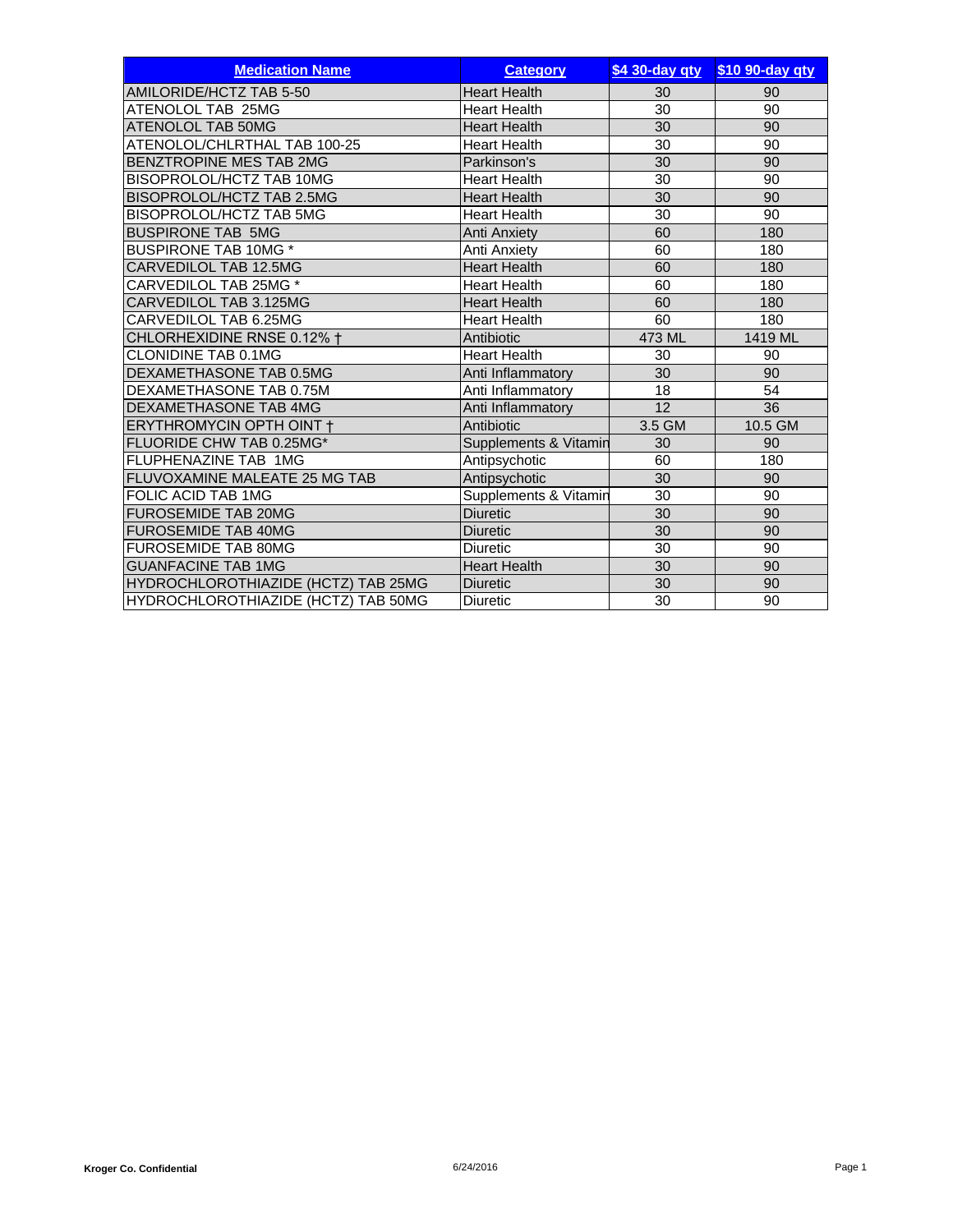| Medication Name | Category | $4 30-day qty | $10 90-day qty |
|---|---|---|---|
| AMILORIDE/HCTZ TAB 5-50 | Heart Health | 30 | 90 |
| ATENOLOL TAB 25MG | Heart Health | 30 | 90 |
| ATENOLOL TAB 50MG | Heart Health | 30 | 90 |
| ATENOLOL/CHLRTHAL TAB 100-25 | Heart Health | 30 | 90 |
| BENZTROPINE MES TAB 2MG | Parkinson's | 30 | 90 |
| BISOPROLOL/HCTZ TAB 10MG | Heart Health | 30 | 90 |
| BISOPROLOL/HCTZ TAB 2.5MG | Heart Health | 30 | 90 |
| BISOPROLOL/HCTZ TAB 5MG | Heart Health | 30 | 90 |
| BUSPIRONE TAB 5MG | Anti Anxiety | 60 | 180 |
| BUSPIRONE TAB 10MG * | Anti Anxiety | 60 | 180 |
| CARVEDILOL TAB 12.5MG | Heart Health | 60 | 180 |
| CARVEDILOL TAB 25MG * | Heart Health | 60 | 180 |
| CARVEDILOL TAB 3.125MG | Heart Health | 60 | 180 |
| CARVEDILOL TAB 6.25MG | Heart Health | 60 | 180 |
| CHLORHEXIDINE RNSE 0.12% † | Antibiotic | 473 ML | 1419 ML |
| CLONIDINE TAB 0.1MG | Heart Health | 30 | 90 |
| DEXAMETHASONE TAB 0.5MG | Anti Inflammatory | 30 | 90 |
| DEXAMETHASONE TAB 0.75M | Anti Inflammatory | 18 | 54 |
| DEXAMETHASONE TAB 4MG | Anti Inflammatory | 12 | 36 |
| ERYTHROMYCIN OPTH OINT † | Antibiotic | 3.5 GM | 10.5 GM |
| FLUORIDE CHW TAB 0.25MG* | Supplements & Vitamin | 30 | 90 |
| FLUPHENAZINE TAB 1MG | Antipsychotic | 60 | 180 |
| FLUVOXAMINE MALEATE 25 MG TAB | Antipsychotic | 30 | 90 |
| FOLIC ACID TAB 1MG | Supplements & Vitamin | 30 | 90 |
| FUROSEMIDE TAB 20MG | Diuretic | 30 | 90 |
| FUROSEMIDE TAB 40MG | Diuretic | 30 | 90 |
| FUROSEMIDE TAB 80MG | Diuretic | 30 | 90 |
| GUANFACINE TAB 1MG | Heart Health | 30 | 90 |
| HYDROCHLOROTHIAZIDE (HCTZ) TAB 25MG | Diuretic | 30 | 90 |
| HYDROCHLOROTHIAZIDE (HCTZ) TAB 50MG | Diuretic | 30 | 90 |

Kroger Co. Confidential

6/24/2016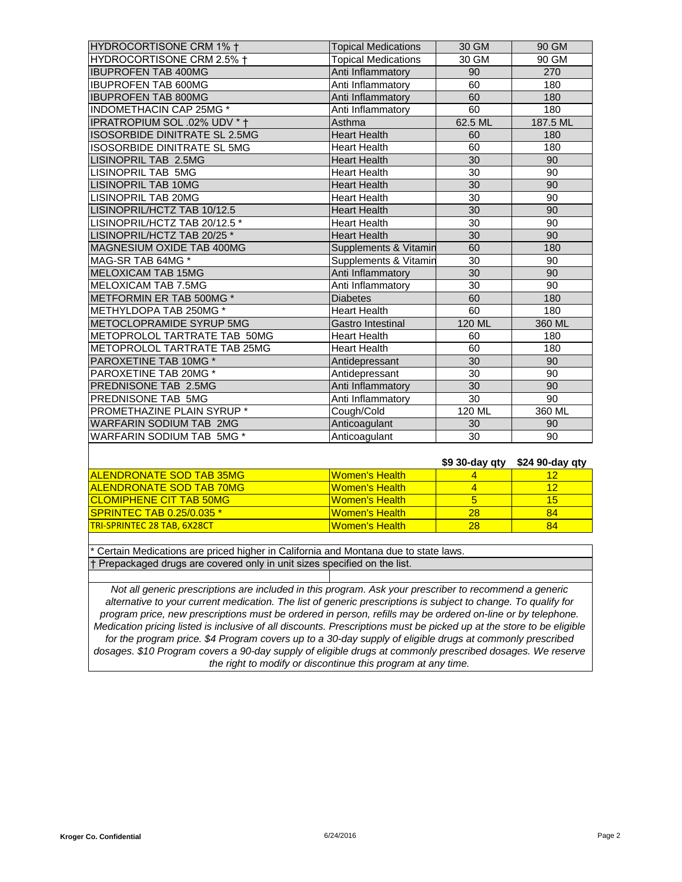| | | | |
|---|---|---|---|
| HYDROCORTISONE CRM 1% † | Topical Medications | 30 GM | 90 GM |
| HYDROCORTISONE CRM 2.5% † | Topical Medications | 30 GM | 90 GM |
| IBUPROFEN TAB 400MG | Anti Inflammatory | 90 | 270 |
| IBUPROFEN TAB 600MG | Anti Inflammatory | 60 | 180 |
| IBUPROFEN TAB 800MG | Anti Inflammatory | 60 | 180 |
| INDOMETHACIN CAP 25MG * | Anti Inflammatory | 60 | 180 |
| IPRATROPIUM SOL .02% UDV * † | Asthma | 62.5 ML | 187.5 ML |
| ISOSORBIDE DINITRATE SL 2.5MG | Heart Health | 60 | 180 |
| ISOSORBIDE DINITRATE SL 5MG | Heart Health | 60 | 180 |
| LISINOPRIL TAB 2.5MG | Heart Health | 30 | 90 |
| LISINOPRIL TAB 5MG | Heart Health | 30 | 90 |
| LISINOPRIL TAB 10MG | Heart Health | 30 | 90 |
| LISINOPRIL TAB 20MG | Heart Health | 30 | 90 |
| LISINOPRIL/HCTZ TAB 10/12.5 | Heart Health | 30 | 90 |
| LISINOPRIL/HCTZ TAB 20/12.5 * | Heart Health | 30 | 90 |
| LISINOPRIL/HCTZ TAB 20/25 * | Heart Health | 30 | 90 |
| MAGNESIUM OXIDE TAB 400MG | Supplements & Vitamin | 60 | 180 |
| MAG-SR TAB 64MG * | Supplements & Vitamin | 30 | 90 |
| MELOXICAM TAB 15MG | Anti Inflammatory | 30 | 90 |
| MELOXICAM TAB 7.5MG | Anti Inflammatory | 30 | 90 |
| METFORMIN ER TAB 500MG * | Diabetes | 60 | 180 |
| METHYLDOPA TAB 250MG * | Heart Health | 60 | 180 |
| METOCLOPRAMIDE SYRUP 5MG | Gastro Intestinal | 120 ML | 360 ML |
| METOPROLOL TARTRATE TAB 50MG | Heart Health | 60 | 180 |
| METOPROLOL TARTRATE TAB 25MG | Heart Health | 60 | 180 |
| PAROXETINE TAB 10MG * | Antidepressant | 30 | 90 |
| PAROXETINE TAB 20MG * | Antidepressant | 30 | 90 |
| PREDNISONE TAB 2.5MG | Anti Inflammatory | 30 | 90 |
| PREDNISONE TAB 5MG | Anti Inflammatory | 30 | 90 |
| PROMETHAZINE PLAIN SYRUP * | Cough/Cold | 120 ML | 360 ML |
| WARFARIN SODIUM TAB 2MG | Anticoagulant | 30 | 90 |
| WARFARIN SODIUM TAB 5MG * | Anticoagulant | 30 | 90 |

| | | $9 30-day qty | $24 90-day qty |
|---|---|---|---|
| ALENDRONATE SOD TAB 35MG | Women's Health | 4 | 12 |
| ALENDRONATE SOD TAB 70MG | Women's Health | 4 | 12 |
| CLOMIPHENE CIT TAB 50MG | Women's Health | 5 | 15 |
| SPRINTEC TAB 0.25/0.035 * | Women's Health | 28 | 84 |
| TRI-SPRINTEC 28 TAB, 6X28CT | Women's Health | 28 | 84 |

* Certain Medications are priced higher in California and Montana due to state laws.

† Prepackaged drugs are covered only in unit sizes specified on the list.

*Not all generic prescriptions are included in this program. Ask your prescriber to recommend a generic alternative to your current medication. The list of generic prescriptions is subject to change. To qualify for program price, new prescriptions must be ordered in person, refills may be ordered on-line or by telephone. Medication pricing listed is inclusive of all discounts. Prescriptions must be picked up at the store to be eligible for the program price. $4 Program covers up to a 30-day supply of eligible drugs at commonly prescribed dosages. $10 Program covers a 90-day supply of eligible drugs at commonly prescribed dosages. We reserve the right to modify or discontinue this program at any time.*